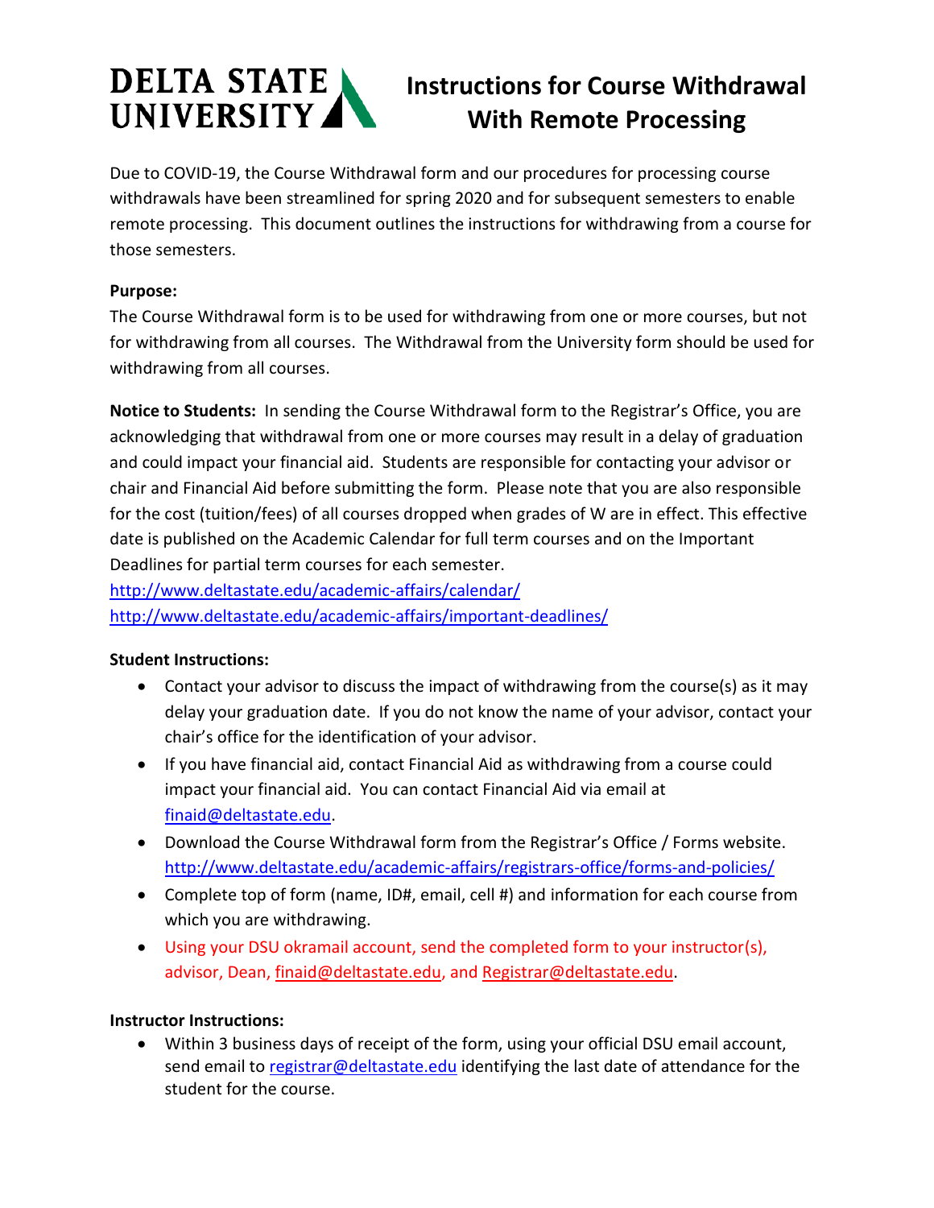# DELTA STATE UNIVERSITY

# Instructions for Course Withdrawal With Remote Processing

Due to COVID-19, the Course Withdrawal form and our procedures for processing course withdrawals have been streamlined for spring 2020 and for subsequent semesters to enable remote processing. This document outlines the instructions for withdrawing from a course for those semesters.

**Purpose:**
The Course Withdrawal form is to be used for withdrawing from one or more courses, but not for withdrawing from all courses. The Withdrawal from the University form should be used for withdrawing from all courses.

**Notice to Students:** In sending the Course Withdrawal form to the Registrar's Office, you are acknowledging that withdrawal from one or more courses may result in a delay of graduation and could impact your financial aid. Students are responsible for contacting your advisor or chair and Financial Aid before submitting the form. Please note that you are also responsible for the cost (tuition/fees) of all courses dropped when grades of W are in effect. This effective date is published on the Academic Calendar for full term courses and on the Important Deadlines for partial term courses for each semester.
http://www.deltastate.edu/academic-affairs/calendar/
http://www.deltastate.edu/academic-affairs/important-deadlines/

**Student Instructions:**

- Contact your advisor to discuss the impact of withdrawing from the course(s) as it may delay your graduation date. If you do not know the name of your advisor, contact your chair's office for the identification of your advisor.
- If you have financial aid, contact Financial Aid as withdrawing from a course could impact your financial aid. You can contact Financial Aid via email at finaid@deltastate.edu.
- Download the Course Withdrawal form from the Registrar's Office / Forms website. http://www.deltastate.edu/academic-affairs/registrars-office/forms-and-policies/
- Complete top of form (name, ID#, email, cell #) and information for each course from which you are withdrawing.
- Using your DSU okramail account, send the completed form to your instructor(s), advisor, Dean, finaid@deltastate.edu, and Registrar@deltastate.edu.

**Instructor Instructions:**

- Within 3 business days of receipt of the form, using your official DSU email account, send email to registrar@deltastate.edu identifying the last date of attendance for the student for the course.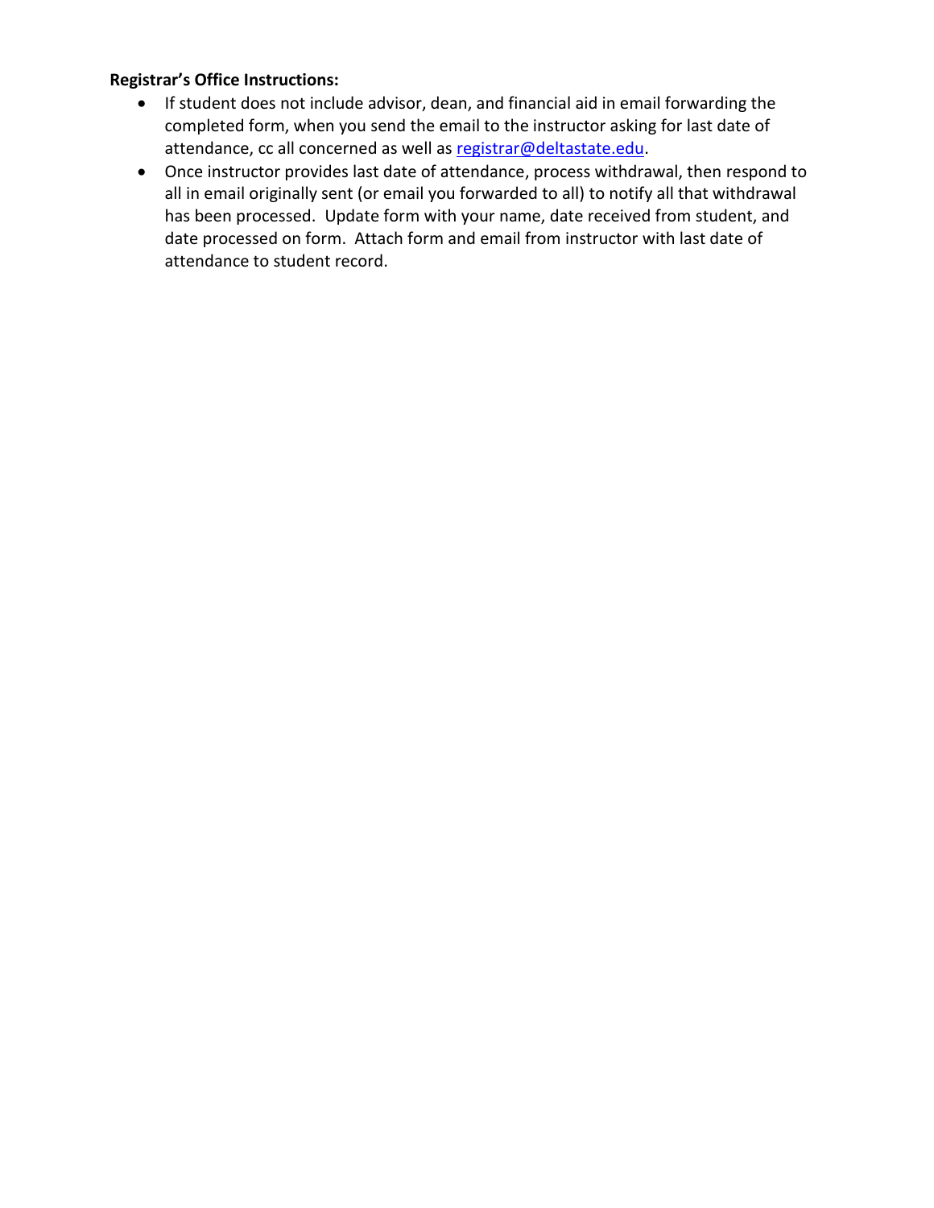**Registrar's Office Instructions:**

- If student does not include advisor, dean, and financial aid in email forwarding the completed form, when you send the email to the instructor asking for last date of attendance, cc all concerned as well as registrar@deltastate.edu.
- Once instructor provides last date of attendance, process withdrawal, then respond to all in email originally sent (or email you forwarded to all) to notify all that withdrawal has been processed. Update form with your name, date received from student, and date processed on form. Attach form and email from instructor with last date of attendance to student record.